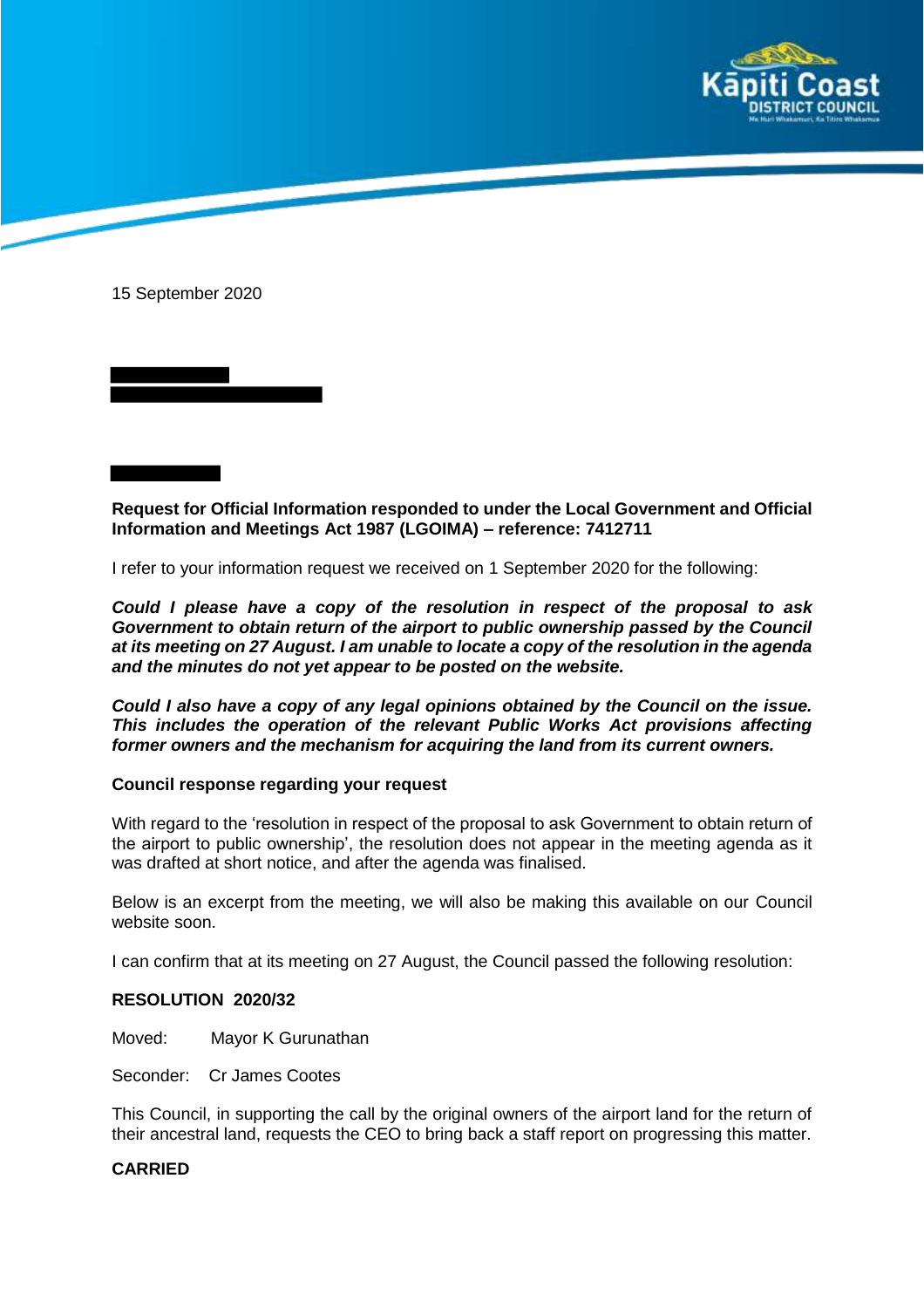15 September 2020

**Request for Official Information responded to under the Local Government and Official Information and Meetings Act 1987 (LGOIMA) – reference: 7412711**

I refer to your information request we received on 1 September 2020 for the following:

***Could I please have a copy of the resolution in respect of the proposal to ask Government to obtain return of the airport to public ownership passed by the Council at its meeting on 27 August. I am unable to locate a copy of the resolution in the agenda and the minutes do not yet appear to be posted on the website.***

***Could I also have a copy of any legal opinions obtained by the Council on the issue. This includes the operation of the relevant Public Works Act provisions affecting former owners and the mechanism for acquiring the land from its current owners.***

**Council response regarding your request**

With regard to the 'resolution in respect of the proposal to ask Government to obtain return of the airport to public ownership', the resolution does not appear in the meeting agenda as it was drafted at short notice, and after the agenda was finalised.

Below is an excerpt from the meeting, we will also be making this available on our Council website soon.

I can confirm that at its meeting on 27 August, the Council passed the following resolution:

**RESOLUTION 2020/32**

Moved: Mayor K Gurunathan

Seconder: Cr James Cootes

This Council, in supporting the call by the original owners of the airport land for the return of their ancestral land, requests the CEO to bring back a staff report on progressing this matter.

**CARRIED**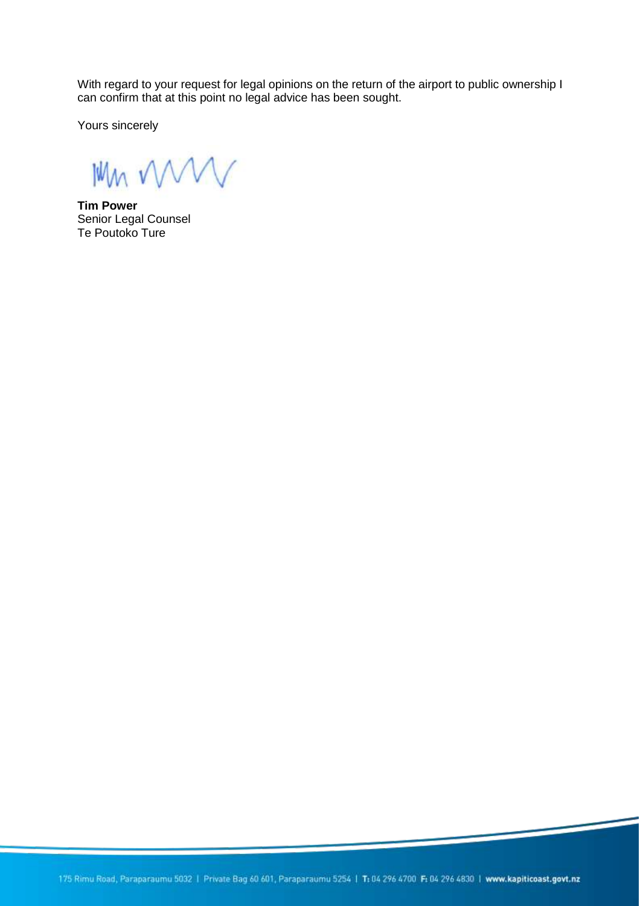With regard to your request for legal opinions on the return of the airport to public ownership I can confirm that at this point no legal advice has been sought.

Yours sincerely

**Tim Power**
Senior Legal Counsel
Te Poutoko Ture